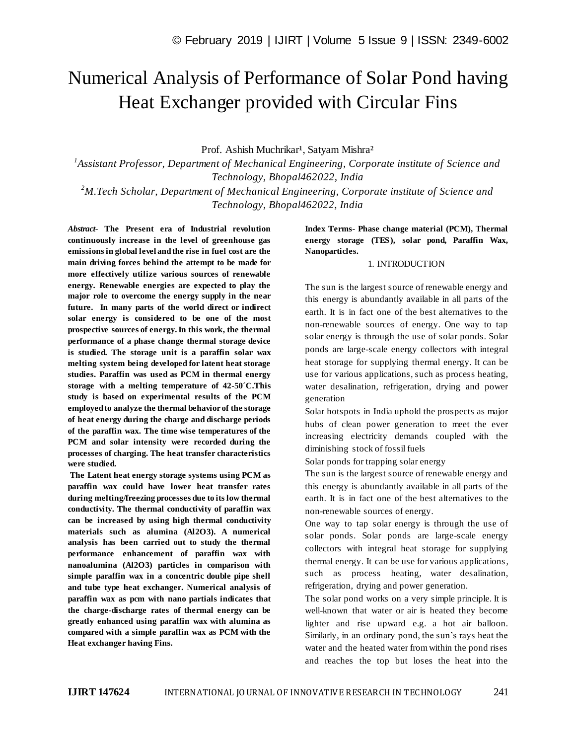# Numerical Analysis of Performance of Solar Pond having Heat Exchanger provided with Circular Fins

Prof. Ashish Muchrikar[1], Satyam Mishra[2]

[1]*Assistant Professor, Department of Mechanical Engineering, Corporate institute of Science and Technology, Bhopal462022, India*

[2]*M.Tech Scholar, Department of Mechanical Engineering, Corporate institute of Science and Technology, Bhopal462022, India*

*Abstract-* **The Present era of Industrial revolution continuously increase in the level of greenhouse gas emissions in global level and the rise in fuel cost are the main driving forces behind the attempt to be made for more effectively utilize various sources of renewable energy. Renewable energies are expected to play the major role to overcome the energy supply in the near future. In many parts of the world direct or indirect solar energy is considered to be one of the most prospective sources of energy. In this work, the thermal performance of a phase change thermal storage device is studied. The storage unit is a paraffin solar wax melting system being developed for latent heat storage studies. Paraffin was used as PCM in thermal energy storage with a melting temperature of 42-50´C.This study is based on experimental results of the PCM employed to analyze the thermal behavior of the storage of heat energy during the charge and discharge periods of the paraffin wax. The time wise temperatures of the PCM and solar intensity were recorded during the processes of charging. The heat transfer characteristics were studied.**

**The Latent heat energy storage systems using PCM as paraffin wax could have lower heat transfer rates during melting/freezing processes due to its low thermal conductivity. The thermal conductivity of paraffin wax can be increased by using high thermal conductivity materials such as alumina ($Al_2O_3$). A numerical analysis has been carried out to study the thermal performance enhancement of paraffin wax with nanoalumina ($Al_2O_3$) particles in comparison with simple paraffin wax in a concentric double pipe shell and tube type heat exchanger. Numerical analysis of paraffin wax as pcm with nano partials indicates that the charge-discharge rates of thermal energy can be greatly enhanced using paraffin wax with alumina as compared with a simple paraffin wax as PCM with the Heat exchanger having Fins.**

**Index Terms- Phase change material (PCM), Thermal energy storage (TES), solar pond, Paraffin Wax, Nanoparticles.**

## 1. INTRODUCTION

The sun is the largest source of renewable energy and this energy is abundantly available in all parts of the earth. It is in fact one of the best alternatives to the non-renewable sources of energy. One way to tap solar energy is through the use of solar ponds. Solar ponds are large-scale energy collectors with integral heat storage for supplying thermal energy. It can be use for various applications, such as process heating, water desalination, refrigeration, drying and power generation

Solar hotspots in India uphold the prospects as major hubs of clean power generation to meet the ever increasing electricity demands coupled with the diminishing stock of fossil fuels

Solar ponds for trapping solar energy

The sun is the largest source of renewable energy and this energy is abundantly available in all parts of the earth. It is in fact one of the best alternatives to the non-renewable sources of energy.

One way to tap solar energy is through the use of solar ponds. Solar ponds are large-scale energy collectors with integral heat storage for supplying thermal energy. It can be use for various applications, such as process heating, water desalination, refrigeration, drying and power generation.

The solar pond works on a very simple principle. It is well-known that water or air is heated they become lighter and rise upward e.g. a hot air balloon. Similarly, in an ordinary pond, the sun's rays heat the water and the heated water from within the pond rises and reaches the top but loses the heat into the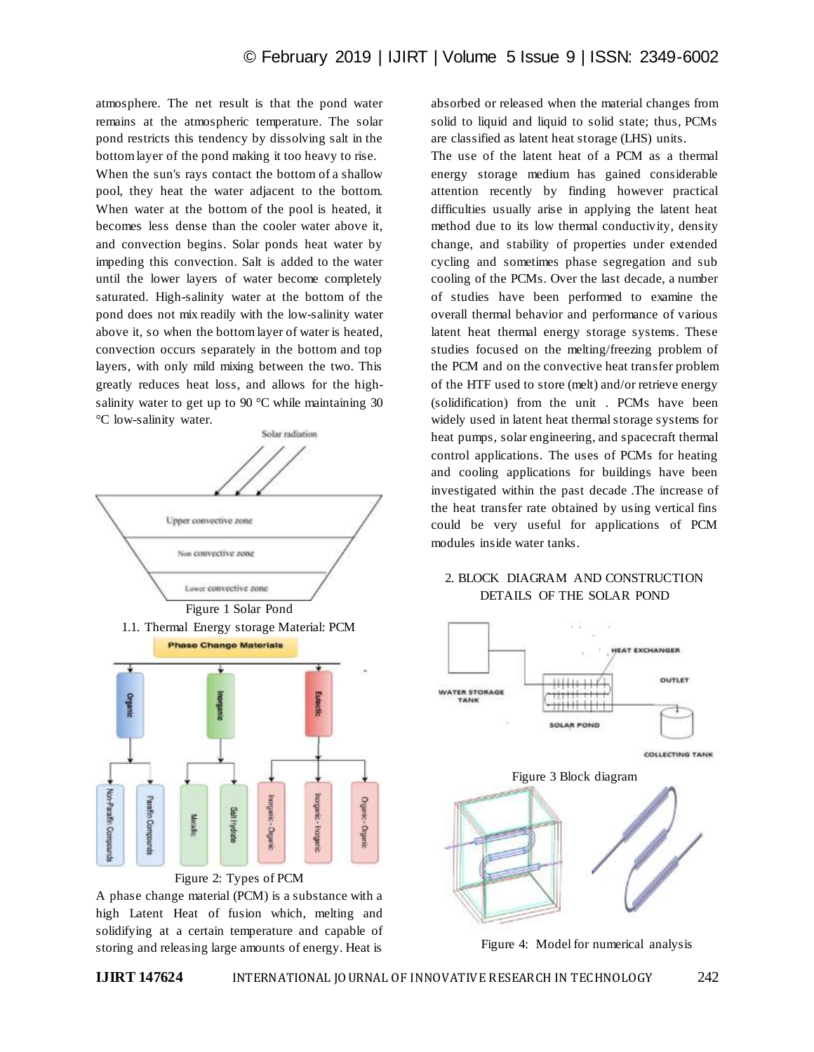atmosphere. The net result is that the pond water remains at the atmospheric temperature. The solar pond restricts this tendency by dissolving salt in the bottom layer of the pond making it too heavy to rise. When the sun's rays contact the bottom of a shallow pool, they heat the water adjacent to the bottom. When water at the bottom of the pool is heated, it becomes less dense than the cooler water above it, and convection begins. Solar ponds heat water by impeding this convection. Salt is added to the water until the lower layers of water become completely saturated. High-salinity water at the bottom of the pond does not mix readily with the low-salinity water above it, so when the bottom layer of water is heated, convection occurs separately in the bottom and top layers, with only mild mixing between the two. This greatly reduces heat loss, and allows for the high-salinity water to get up to 90 °C while maintaining 30 °C low-salinity water.

Figure 1 Solar Pond

### 1.1. Thermal Energy storage Material: PCM

Figure 2: Types of PCM

A phase change material (PCM) is a substance with a high Latent Heat of fusion which, melting and solidifying at a certain temperature and capable of storing and releasing large amounts of energy. Heat is absorbed or released when the material changes from solid to liquid and liquid to solid state; thus, PCMs are classified as latent heat storage (LHS) units.

The use of the latent heat of a PCM as a thermal energy storage medium has gained considerable attention recently by finding however practical difficulties usually arise in applying the latent heat method due to its low thermal conductivity, density change, and stability of properties under extended cycling and sometimes phase segregation and sub cooling of the PCMs. Over the last decade, a number of studies have been performed to examine the overall thermal behavior and performance of various latent heat thermal energy storage systems. These studies focused on the melting/freezing problem of the PCM and on the convective heat transfer problem of the HTF used to store (melt) and/or retrieve energy (solidification) from the unit . PCMs have been widely used in latent heat thermal storage systems for heat pumps, solar engineering, and spacecraft thermal control applications. The uses of PCMs for heating and cooling applications for buildings have been investigated within the past decade .The increase of the heat transfer rate obtained by using vertical fins could be very useful for applications of PCM modules inside water tanks.

## 2. BLOCK DIAGRAM AND CONSTRUCTION DETAILS OF THE SOLAR POND

Figure 3 Block diagram

Figure 4: Model for numerical analysis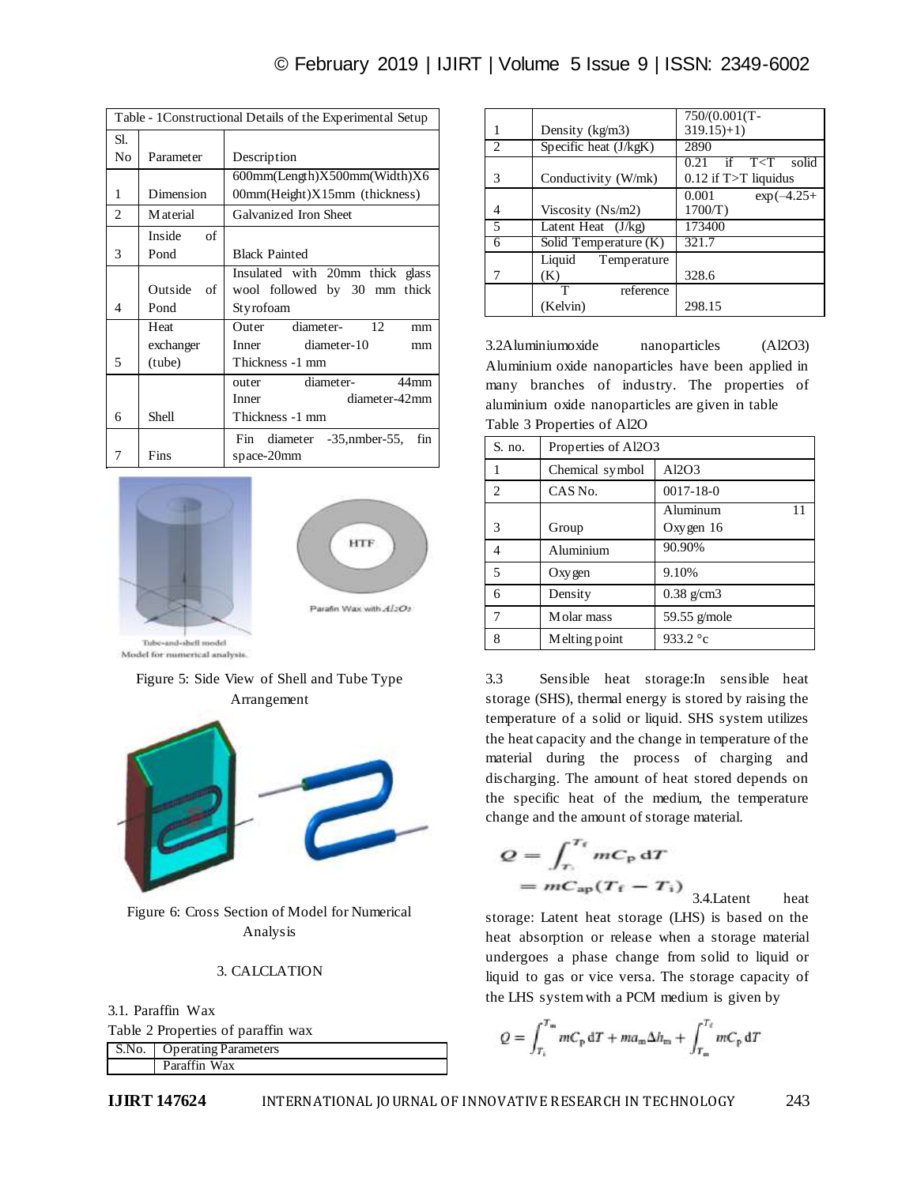| Table - 1Constructional Details of the Experimental Setup | | |
|---|---|---|
| Sl. No | Parameter | Description |
| 1 | Dimension | 600mm(Length)X500mm(Width)X600mm(Height)X15mm (thickness) |
| 2 | Material | Galvanized Iron Sheet |
| 3 | Inside of Pond | Black Painted |
| 4 | Outside of Pond | Insulated with 20mm thick glass wool followed by 30 mm thick Styrofoam |
| 5 | Heat exchanger (tube) | Outer diameter- 12 mm Inner diameter-10 mm Thickness -1 mm |
| 6 | Shell | outer diameter- 44mm Inner diameter-42mm Thickness -1 mm |
| 7 | Fins | Fin diameter -35,nmber-55, fin space-20mm |

Tube-and-shell model
Model for numerical analysis.

HTF

Parafin Wax with $Al_2O_3$

Figure 5: Side View of Shell and Tube Type Arrangement

Figure 6: Cross Section of Model for Numerical Analysis

## 3. CALCLATION

### 3.1. Paraffin Wax

Table 2 Properties of paraffin wax

| S.No. | Operating Parameters | |
|---|---|---|
| | Paraffin Wax | |
| 1 | Density (kg/m3) | 750/(0.001(T-319.15)+1) |
| 2 | Specific heat (J/kgK) | 2890 |
| 3 | Conductivity (W/mk) | 0.21 if T<T solid 0.12 if T>T liquidus |
| 4 | Viscosity (Ns/m2) | 0.001 exp(−4.25+1700/T) |
| 5 | Latent Heat (J/kg) | 173400 |
| 6 | Solid Temperature (K) | 321.7 |
| 7 | Liquid Temperature (K) | 328.6 |
| | T reference (Kelvin) | 298.15 |

### 3.2Aluminiumoxide nanoparticles (Al2O3)

Aluminium oxide nanoparticles have been applied in many branches of industry. The properties of aluminium oxide nanoparticles are given in table

Table 3 Properties of Al2O

| S. no. | Properties of Al2O3 | |
|---|---|---|
| 1 | Chemical symbol | $Al_2O_3$ |
| 2 | CAS No. | 0017-18-0 |
| 3 | Group | Aluminum 11 Oxygen 16 |
| 4 | Aluminium | 90.90% |
| 5 | Oxygen | 9.10% |
| 6 | Density | 0.38 g/cm3 |
| 7 | Molar mass | 59.55 g/mole |
| 8 | Melting point | 933.2 °c |

### 3.3 Sensible heat storage:

In sensible heat storage (SHS), thermal energy is stored by raising the temperature of a solid or liquid. SHS system utilizes the heat capacity and the change in temperature of the material during the process of charging and discharging. The amount of heat stored depends on the specific heat of the medium, the temperature change and the amount of storage material.

$$Q = \int_{T_i}^{T_f} mC_p \, dT = mC_{ap}(T_f - T_i)$$

### 3.4.Latent heat storage:

Latent heat storage (LHS) is based on the heat absorption or release when a storage material undergoes a phase change from solid to liquid or liquid to gas or vice versa. The storage capacity of the LHS system with a PCM medium is given by

$$Q = \int_{T_i}^{T_m} mC_p \, dT + ma_m \Delta h_m + \int_{T_m}^{T_f} mC_p \, dT$$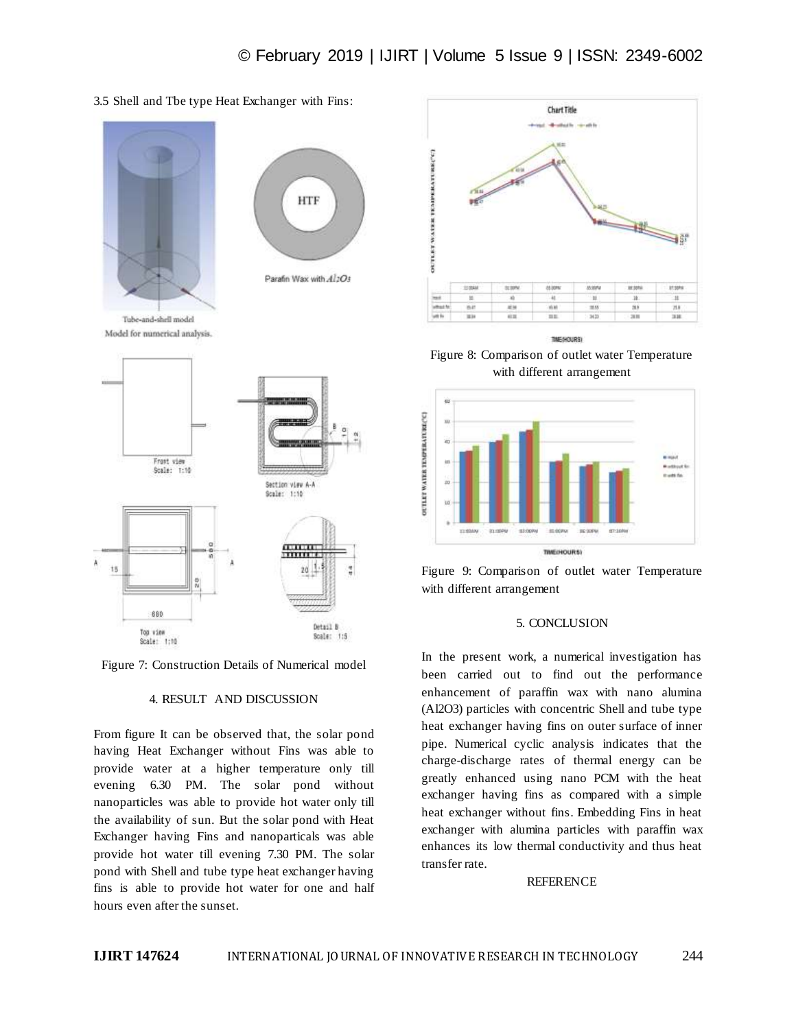3.5 Shell and Tbe type Heat Exchanger with Fins:

Tube-and-shell model

Model for numerical analysis.

Parafin Wax with $Al_2O_3$

Figure 7: Construction Details of Numerical model

## 4. RESULT AND DISCUSSION

From figure It can be observed that, the solar pond having Heat Exchanger without Fins was able to provide water at a higher temperature only till evening 6.30 PM. The solar pond without nanoparticles was able to provide hot water only till the availability of sun. But the solar pond with Heat Exchanger having Fins and nanoparticals was able provide hot water till evening 7.30 PM. The solar pond with Shell and tube type heat exchanger having fins is able to provide hot water for one and half hours even after the sunset.

Figure 8: Comparison of outlet water Temperature with different arrangement

Figure 9: Comparison of outlet water Temperature with different arrangement

## 5. CONCLUSION

In the present work, a numerical investigation has been carried out to find out the performance enhancement of paraffin wax with nano alumina (Al2O3) particles with concentric Shell and tube type heat exchanger having fins on outer surface of inner pipe. Numerical cyclic analysis indicates that the charge-discharge rates of thermal energy can be greatly enhanced using nano PCM with the heat exchanger having fins as compared with a simple heat exchanger without fins. Embedding Fins in heat exchanger with alumina particles with paraffin wax enhances its low thermal conductivity and thus heat transfer rate.

REFERENCE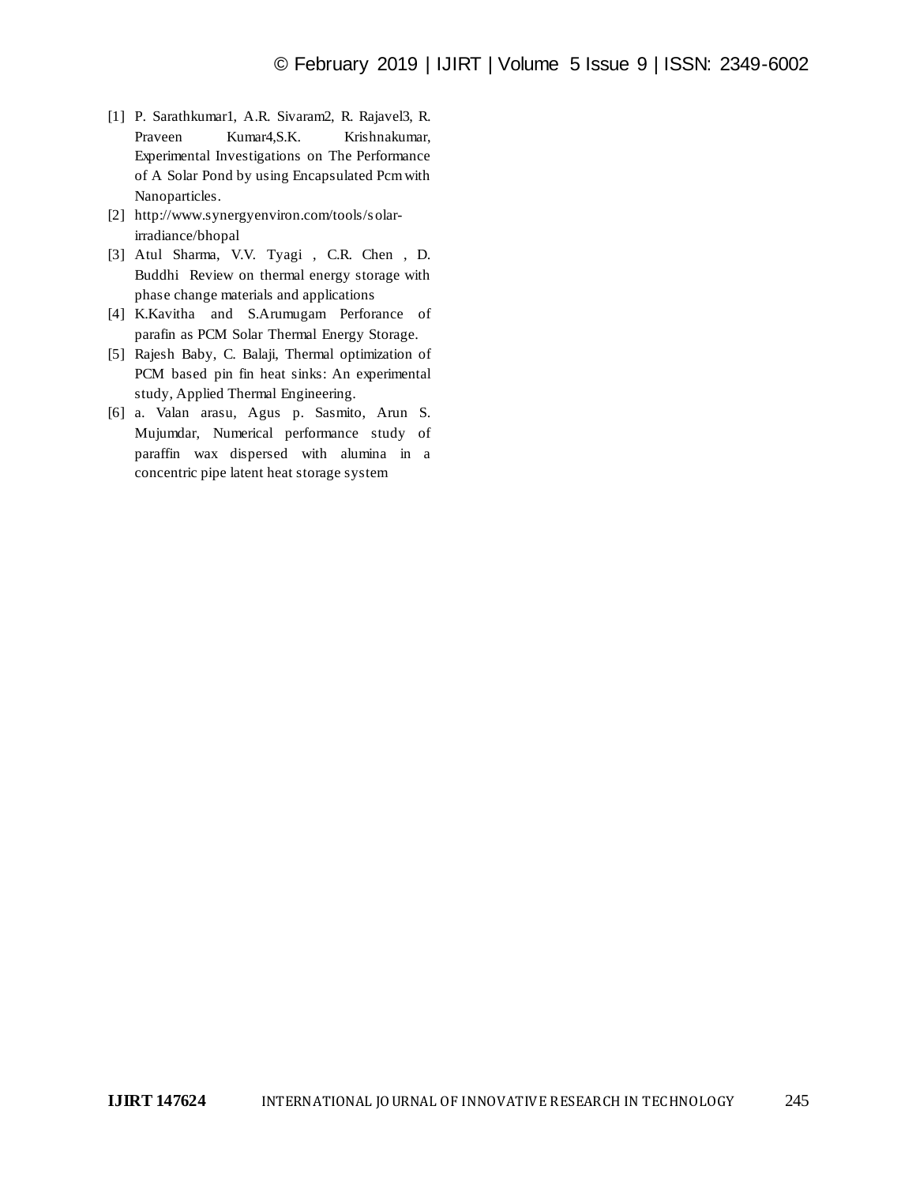[1] P. Sarathkumar1, A.R. Sivaram2, R. Rajavel3, R. Praveen Kumar4,S.K. Krishnakumar, Experimental Investigations on The Performance of A Solar Pond by using Encapsulated Pcm with Nanoparticles.

[2] http://www.synergyenviron.com/tools/solar-irradiance/bhopal

[3] Atul Sharma, V.V. Tyagi , C.R. Chen , D. Buddhi Review on thermal energy storage with phase change materials and applications

[4] K.Kavitha and S.Arumugam Perforance of parafin as PCM Solar Thermal Energy Storage.

[5] Rajesh Baby, C. Balaji, Thermal optimization of PCM based pin fin heat sinks: An experimental study, Applied Thermal Engineering.

[6] a. Valan arasu, Agus p. Sasmito, Arun S. Mujumdar, Numerical performance study of paraffin wax dispersed with alumina in a concentric pipe latent heat storage system